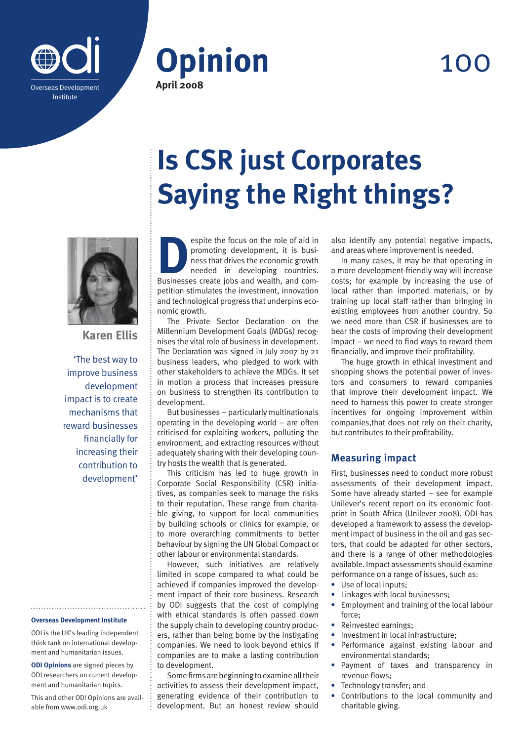# Is CSR just Corporates Saying the Right things?

**Opinion 100**

**April 2008**

**Karen Ellis**

'The best way to improve business development impact is to create mechanisms that reward businesses financially for increasing their contribution to development'

Despite the focus on the role of aid in promoting development, it is business that drives the economic growth needed in developing countries. Businesses create jobs and wealth, and competition stimulates the investment, innovation and technological progress that underpins economic growth.

The Private Sector Declaration on the Millennium Development Goals (MDGs) recognises the vital role of business in development. The Declaration was signed in July 2007 by 21 business leaders, who pledged to work with other stakeholders to achieve the MDGs. It set in motion a process that increases pressure on business to strengthen its contribution to development.

But businesses – particularly multinationals operating in the developing world – are often criticised for exploiting workers, polluting the environment, and extracting resources without adequately sharing with their developing country hosts the wealth that is generated.

This criticism has led to huge growth in Corporate Social Responsibility (CSR) initiatives, as companies seek to manage the risks to their reputation. These range from charitable giving, to support for local communities by building schools or clinics for example, or to more overarching commitments to better behaviour by signing the UN Global Compact or other labour or environmental standards.

However, such initiatives are relatively limited in scope compared to what could be achieved if companies improved the development impact of their core business. Research by ODI suggests that the cost of complying with ethical standards is often passed down the supply chain to developing country producers, rather than being borne by the instigating companies. We need to look beyond ethics if companies are to make a lasting contribution to development.

Some firms are beginning to examine all their activities to assess their development impact, generating evidence of their contribution to development. But an honest review should also identify any potential negative impacts, and areas where improvement is needed.

In many cases, it may be that operating in a more development-friendly way will increase costs; for example by increasing the use of local rather than imported materials, or by training up local staff rather than bringing in existing employees from another country. So we need more than CSR if businesses are to bear the costs of improving their development impact – we need to find ways to reward them financially, and improve their profitability.

The huge growth in ethical investment and shopping shows the potential power of investors and consumers to reward companies that improve their development impact. We need to harness this power to create stronger incentives for ongoing improvement within companies,that does not rely on their charity, but contributes to their profitability.

## Measuring impact

First, businesses need to conduct more robust assessments of their development impact. Some have already started – see for example Unilever's recent report on its economic footprint in South Africa (Unilever 2008). ODI has developed a framework to assess the development impact of business in the oil and gas sectors, that could be adapted for other sectors, and there is a range of other methodologies available. Impact assessments should examine performance on a range of issues, such as:

- Use of local inputs;
- Linkages with local businesses;
- Employment and training of the local labour force;
- Reinvested earnings;
- Investment in local infrastructure;
- Performance against existing labour and environmental standards;
- Payment of taxes and transparency in revenue flows;
- Technology transfer; and
- Contributions to the local community and charitable giving.

---

**Overseas Development Institute**

ODI is the UK's leading independent think tank on international development and humanitarian issues.

**ODI Opinions** are signed pieces by ODI researchers on current development and humanitarian topics.

This and other ODI Opinions are available from www.odi.org.uk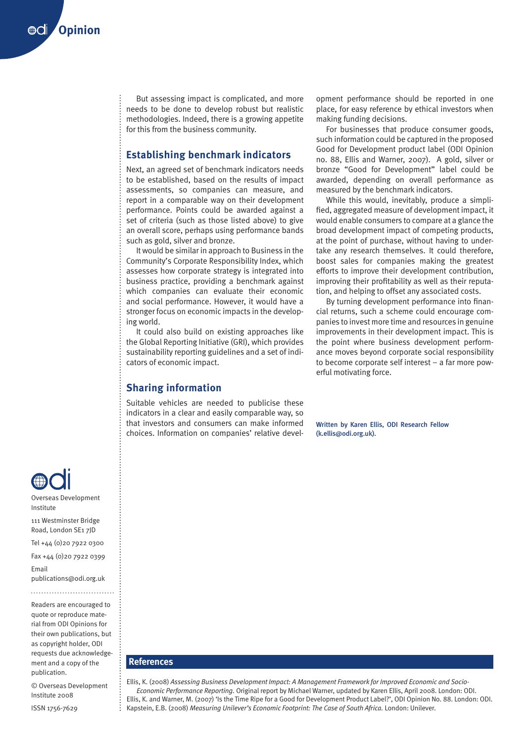But assessing impact is complicated, and more needs to be done to develop robust but realistic methodologies. Indeed, there is a growing appetite for this from the business community.

## Establishing benchmark indicators

Next, an agreed set of benchmark indicators needs to be established, based on the results of impact assessments, so companies can measure, and report in a comparable way on their development performance. Points could be awarded against a set of criteria (such as those listed above) to give an overall score, perhaps using performance bands such as gold, silver and bronze.

It would be similar in approach to Business in the Community's Corporate Responsibility Index, which assesses how corporate strategy is integrated into business practice, providing a benchmark against which companies can evaluate their economic and social performance. However, it would have a stronger focus on economic impacts in the developing world.

It could also build on existing approaches like the Global Reporting Initiative (GRI), which provides sustainability reporting guidelines and a set of indicators of economic impact.

## Sharing information

Suitable vehicles are needed to publicise these indicators in a clear and easily comparable way, so that investors and consumers can make informed choices. Information on companies' relative development performance should be reported in one place, for easy reference by ethical investors when making funding decisions.

For businesses that produce consumer goods, such information could be captured in the proposed Good for Development product label (ODI Opinion no. 88, Ellis and Warner, 2007). A gold, silver or bronze "Good for Development" label could be awarded, depending on overall performance as measured by the benchmark indicators.

While this would, inevitably, produce a simplified, aggregated measure of development impact, it would enable consumers to compare at a glance the broad development impact of competing products, at the point of purchase, without having to undertake any research themselves. It could therefore, boost sales for companies making the greatest efforts to improve their development contribution, improving their profitability as well as their reputation, and helping to offset any associated costs.

By turning development performance into financial returns, such a scheme could encourage companies to invest more time and resources in genuine improvements in their development impact. This is the point where business development performance moves beyond corporate social responsibility to become corporate self interest – a far more powerful motivating force.

Written by Karen Ellis, ODI Research Fellow (k.ellis@odi.org.uk).

Overseas Development Institute

111 Westminster Bridge Road, London SE1 7JD

Tel +44 (0)20 7922 0300

Fax +44 (0)20 7922 0399

Email publications@odi.org.uk

Readers are encouraged to quote or reproduce material from ODI Opinions for their own publications, but as copyright holder, ODI requests due acknowledgement and a copy of the publication.

© Overseas Development Institute 2008

ISSN 1756-7629

## References

Ellis, K. (2008) *Assessing Business Development Impact: A Management Framework for Improved Economic and Socio-Economic Performance Reporting.* Original report by Michael Warner, updated by Karen Ellis, April 2008. London: ODI.

Ellis, K. and Warner, M. (2007) 'Is the Time Ripe for a Good for Development Product Label?', ODI Opinion No. 88. London: ODI.

Kapstein, E.B. (2008) *Measuring Unilever's Economic Footprint: The Case of South Africa.* London: Unilever.